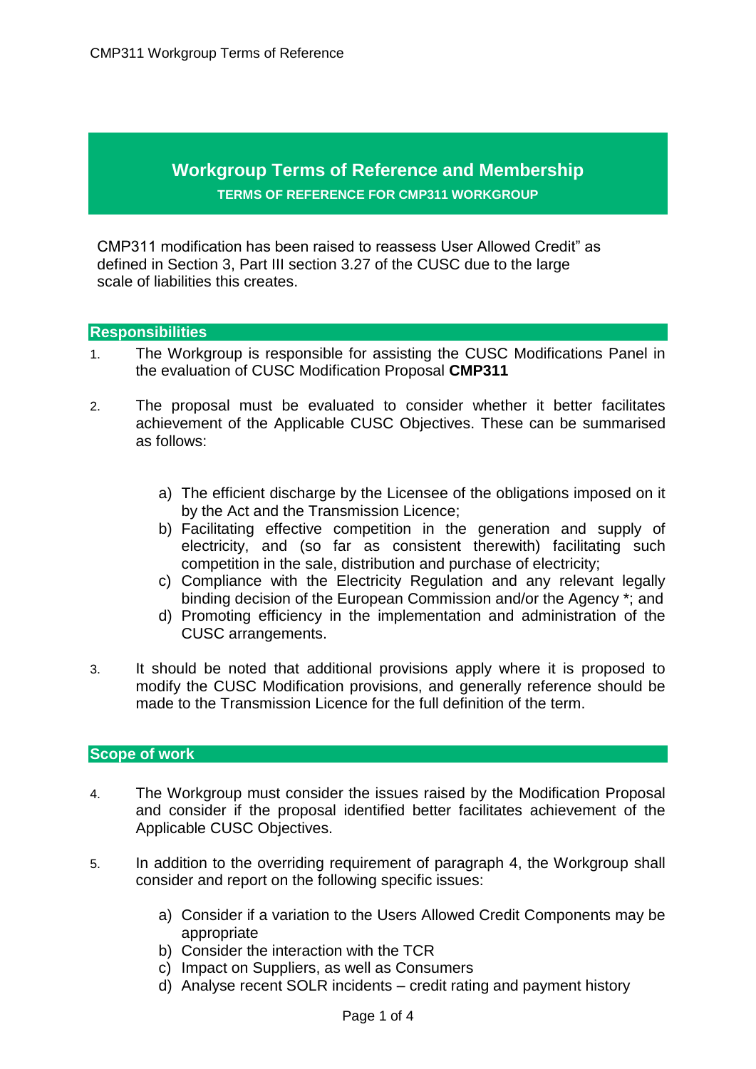# Workgroup Terms of Reference and Membership

## TERMS OF REFERENCE FOR CMP311 WORKGROUP

CMP311 modification has been raised to reassess User Allowed Credit" as defined in Section 3, Part III section 3.27 of the CUSC due to the large scale of liabilities this creates.

### Responsibilities

1. The Workgroup is responsible for assisting the CUSC Modifications Panel in the evaluation of CUSC Modification Proposal **CMP311**

2. The proposal must be evaluated to consider whether it better facilitates achievement of the Applicable CUSC Objectives. These can be summarised as follows:

   a) The efficient discharge by the Licensee of the obligations imposed on it by the Act and the Transmission Licence;
   b) Facilitating effective competition in the generation and supply of electricity, and (so far as consistent therewith) facilitating such competition in the sale, distribution and purchase of electricity;
   c) Compliance with the Electricity Regulation and any relevant legally binding decision of the European Commission and/or the Agency *; and
   d) Promoting efficiency in the implementation and administration of the CUSC arrangements.

3. It should be noted that additional provisions apply where it is proposed to modify the CUSC Modification provisions, and generally reference should be made to the Transmission Licence for the full definition of the term.

### Scope of work

4. The Workgroup must consider the issues raised by the Modification Proposal and consider if the proposal identified better facilitates achievement of the Applicable CUSC Objectives.

5. In addition to the overriding requirement of paragraph 4, the Workgroup shall consider and report on the following specific issues:

   a) Consider if a variation to the Users Allowed Credit Components may be appropriate
   b) Consider the interaction with the TCR
   c) Impact on Suppliers, as well as Consumers
   d) Analyse recent SOLR incidents – credit rating and payment history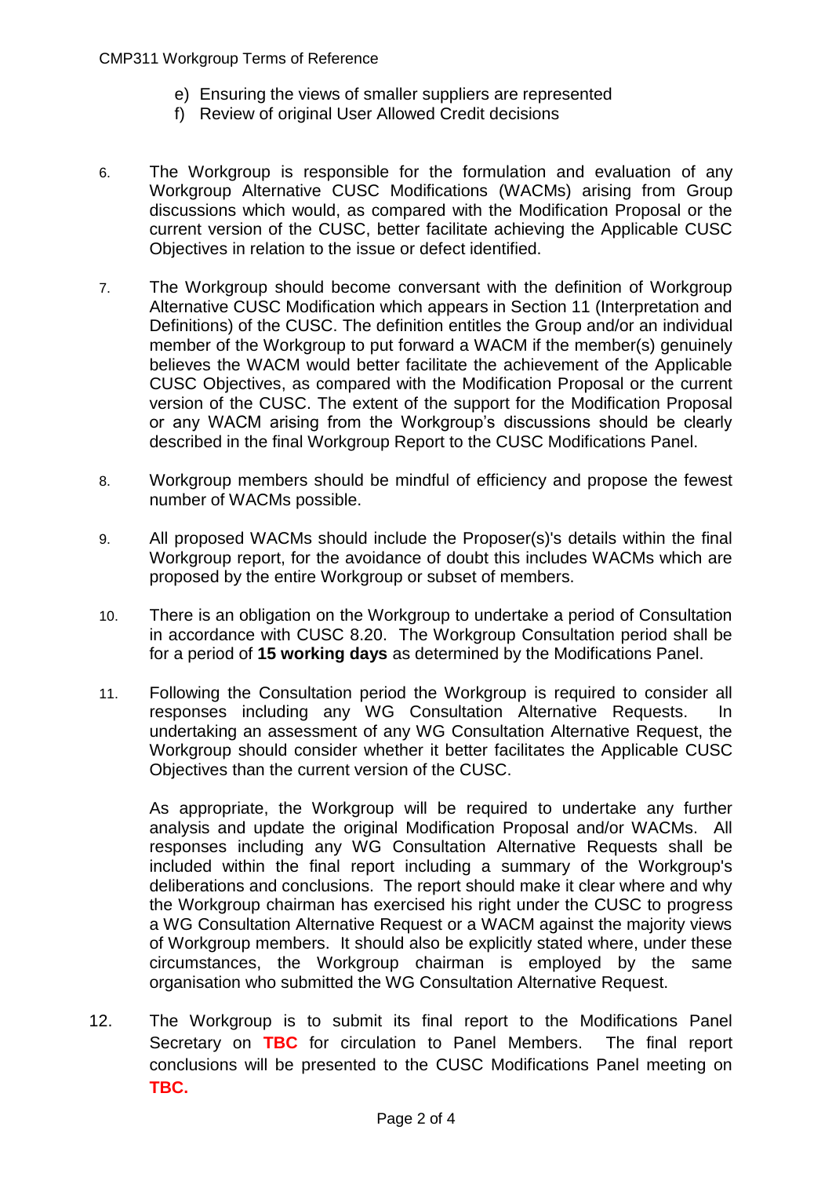e) Ensuring the views of smaller suppliers are represented
f) Review of original User Allowed Credit decisions

6. The Workgroup is responsible for the formulation and evaluation of any Workgroup Alternative CUSC Modifications (WACMs) arising from Group discussions which would, as compared with the Modification Proposal or the current version of the CUSC, better facilitate achieving the Applicable CUSC Objectives in relation to the issue or defect identified.

7. The Workgroup should become conversant with the definition of Workgroup Alternative CUSC Modification which appears in Section 11 (Interpretation and Definitions) of the CUSC. The definition entitles the Group and/or an individual member of the Workgroup to put forward a WACM if the member(s) genuinely believes the WACM would better facilitate the achievement of the Applicable CUSC Objectives, as compared with the Modification Proposal or the current version of the CUSC. The extent of the support for the Modification Proposal or any WACM arising from the Workgroup's discussions should be clearly described in the final Workgroup Report to the CUSC Modifications Panel.

8. Workgroup members should be mindful of efficiency and propose the fewest number of WACMs possible.

9. All proposed WACMs should include the Proposer(s)'s details within the final Workgroup report, for the avoidance of doubt this includes WACMs which are proposed by the entire Workgroup or subset of members.

10. There is an obligation on the Workgroup to undertake a period of Consultation in accordance with CUSC 8.20. The Workgroup Consultation period shall be for a period of **15 working days** as determined by the Modifications Panel.

11. Following the Consultation period the Workgroup is required to consider all responses including any WG Consultation Alternative Requests. In undertaking an assessment of any WG Consultation Alternative Request, the Workgroup should consider whether it better facilitates the Applicable CUSC Objectives than the current version of the CUSC.

    As appropriate, the Workgroup will be required to undertake any further analysis and update the original Modification Proposal and/or WACMs. All responses including any WG Consultation Alternative Requests shall be included within the final report including a summary of the Workgroup's deliberations and conclusions. The report should make it clear where and why the Workgroup chairman has exercised his right under the CUSC to progress a WG Consultation Alternative Request or a WACM against the majority views of Workgroup members. It should also be explicitly stated where, under these circumstances, the Workgroup chairman is employed by the same organisation who submitted the WG Consultation Alternative Request.

12. The Workgroup is to submit its final report to the Modifications Panel Secretary on **TBC** for circulation to Panel Members. The final report conclusions will be presented to the CUSC Modifications Panel meeting on **TBC.**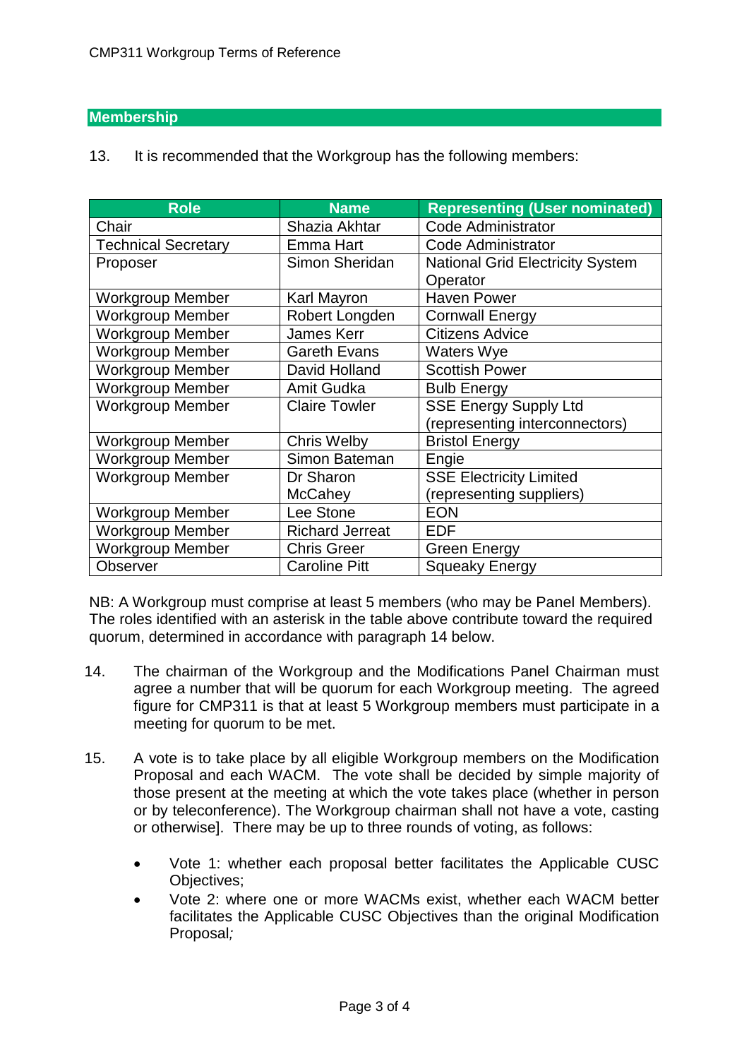## Membership

13. It is recommended that the Workgroup has the following members:

| Role | Name | Representing (User nominated) |
|---|---|---|
| Chair | Shazia Akhtar | Code Administrator |
| Technical Secretary | Emma Hart | Code Administrator |
| Proposer | Simon Sheridan | National Grid Electricity System Operator |
| Workgroup Member | Karl Mayron | Haven Power |
| Workgroup Member | Robert Longden | Cornwall Energy |
| Workgroup Member | James Kerr | Citizens Advice |
| Workgroup Member | Gareth Evans | Waters Wye |
| Workgroup Member | David Holland | Scottish Power |
| Workgroup Member | Amit Gudka | Bulb Energy |
| Workgroup Member | Claire Towler | SSE Energy Supply Ltd (representing interconnectors) |
| Workgroup Member | Chris Welby | Bristol Energy |
| Workgroup Member | Simon Bateman | Engie |
| Workgroup Member | Dr Sharon McCahey | SSE Electricity Limited (representing suppliers) |
| Workgroup Member | Lee Stone | EON |
| Workgroup Member | Richard Jerreat | EDF |
| Workgroup Member | Chris Greer | Green Energy |
| Observer | Caroline Pitt | Squeaky Energy |

NB: A Workgroup must comprise at least 5 members (who may be Panel Members). The roles identified with an asterisk in the table above contribute toward the required quorum, determined in accordance with paragraph 14 below.

14. The chairman of the Workgroup and the Modifications Panel Chairman must agree a number that will be quorum for each Workgroup meeting. The agreed figure for CMP311 is that at least 5 Workgroup members must participate in a meeting for quorum to be met.

15. A vote is to take place by all eligible Workgroup members on the Modification Proposal and each WACM. The vote shall be decided by simple majority of those present at the meeting at which the vote takes place (whether in person or by teleconference). The Workgroup chairman shall not have a vote, casting or otherwise]. There may be up to three rounds of voting, as follows:

- Vote 1: whether each proposal better facilitates the Applicable CUSC Objectives;
- Vote 2: where one or more WACMs exist, whether each WACM better facilitates the Applicable CUSC Objectives than the original Modification Proposal*;*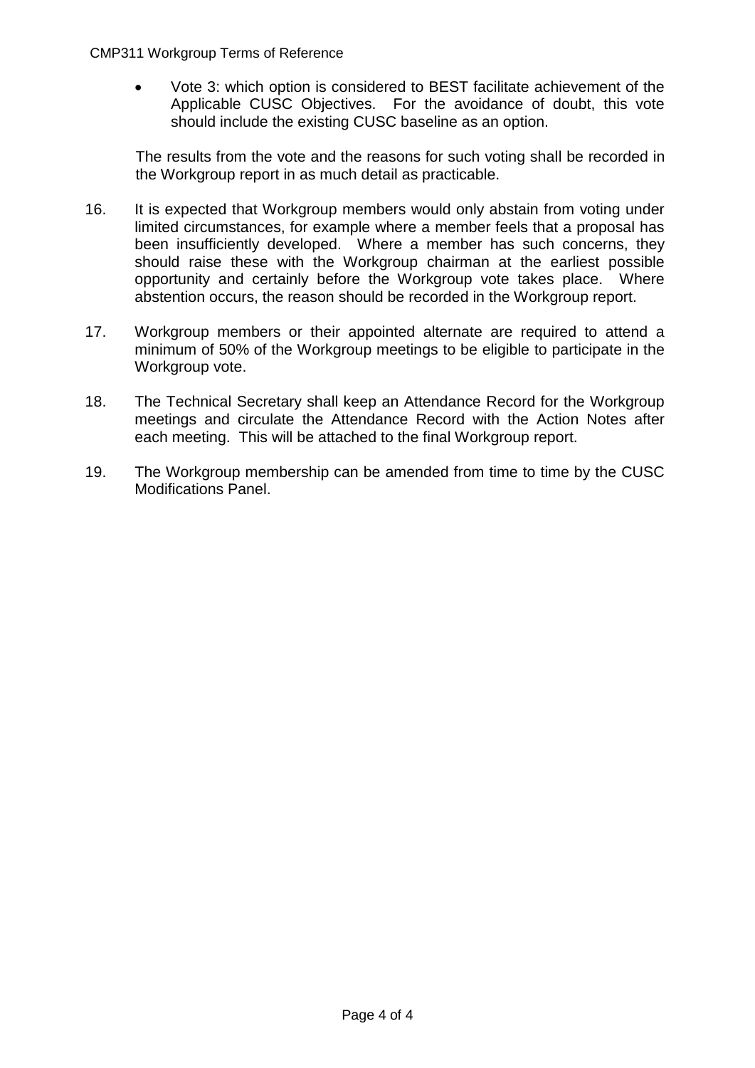- Vote 3: which option is considered to BEST facilitate achievement of the Applicable CUSC Objectives. For the avoidance of doubt, this vote should include the existing CUSC baseline as an option.

The results from the vote and the reasons for such voting shall be recorded in the Workgroup report in as much detail as practicable.

16. It is expected that Workgroup members would only abstain from voting under limited circumstances, for example where a member feels that a proposal has been insufficiently developed. Where a member has such concerns, they should raise these with the Workgroup chairman at the earliest possible opportunity and certainly before the Workgroup vote takes place. Where abstention occurs, the reason should be recorded in the Workgroup report.

17. Workgroup members or their appointed alternate are required to attend a minimum of 50% of the Workgroup meetings to be eligible to participate in the Workgroup vote.

18. The Technical Secretary shall keep an Attendance Record for the Workgroup meetings and circulate the Attendance Record with the Action Notes after each meeting. This will be attached to the final Workgroup report.

19. The Workgroup membership can be amended from time to time by the CUSC Modifications Panel.